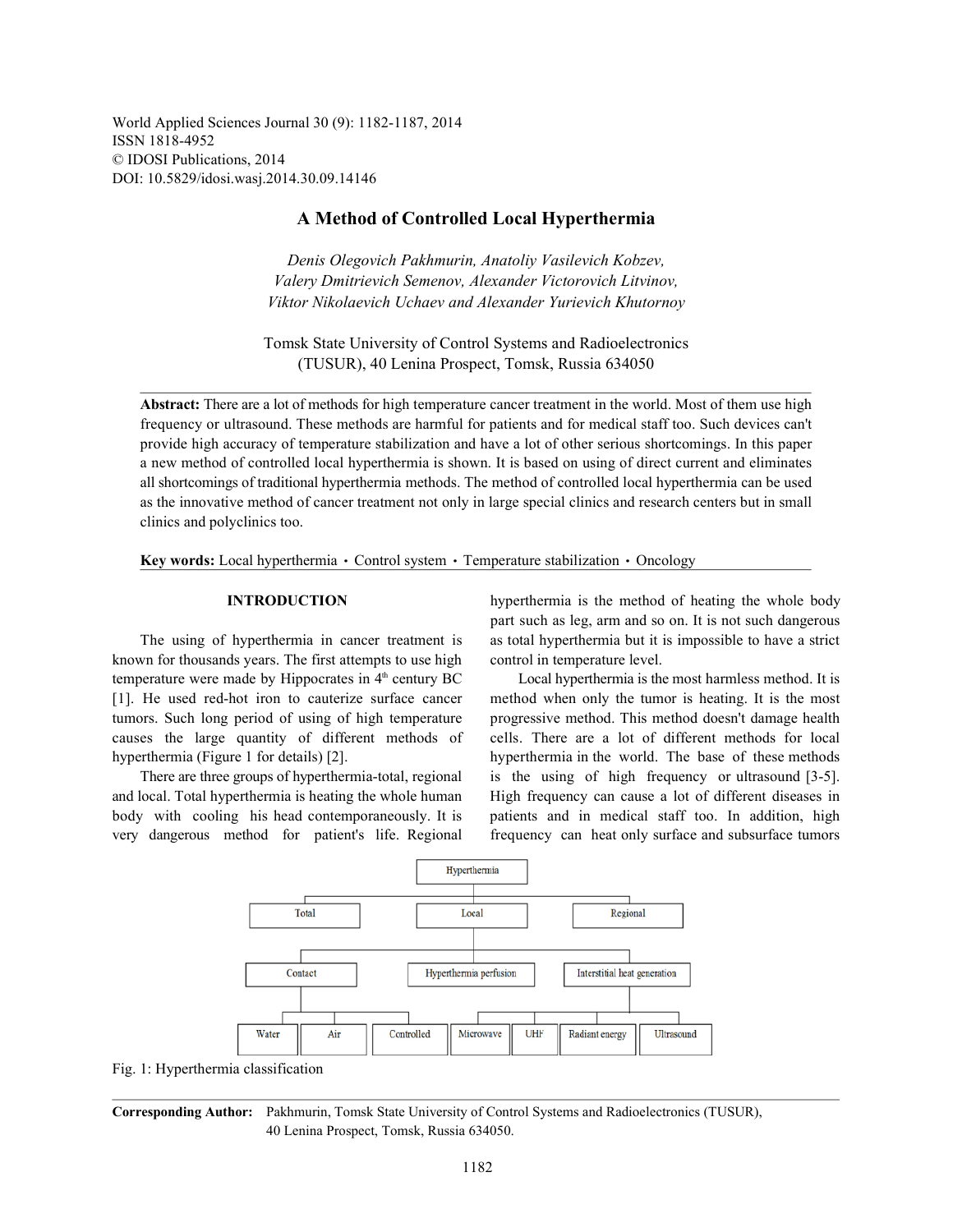World Applied Sciences Journal 30 (9): 1182-1187, 2014
ISSN 1818-4952
© IDOSI Publications, 2014
DOI: 10.5829/idosi.wasj.2014.30.09.14146

# A Method of Controlled Local Hyperthermia

*Denis Olegovich Pakhmurin, Anatoliy Vasilevich Kobzev, Valery Dmitrievich Semenov, Alexander Victorovich Litvinov, Viktor Nikolaevich Uchaev and Alexander Yurievich Khutornoy*

Tomsk State University of Control Systems and Radioelectronics (TUSUR), 40 Lenina Prospect, Tomsk, Russia 634050

**Abstract:** There are a lot of methods for high temperature cancer treatment in the world. Most of them use high frequency or ultrasound. These methods are harmful for patients and for medical staff too. Such devices can't provide high accuracy of temperature stabilization and have a lot of other serious shortcomings. In this paper a new method of controlled local hyperthermia is shown. It is based on using of direct current and eliminates all shortcomings of traditional hyperthermia methods. The method of controlled local hyperthermia can be used as the innovative method of cancer treatment not only in large special clinics and research centers but in small clinics and polyclinics too.

**Key words:** Local hyperthermia · Control system · Temperature stabilization · Oncology

## INTRODUCTION

The using of hyperthermia in cancer treatment is known for thousands years. The first attempts to use high temperature were made by Hippocrates in 4th century BC [1]. He used red-hot iron to cauterize surface cancer tumors. Such long period of using of high temperature causes the large quantity of different methods of hyperthermia (Figure 1 for details) [2].

There are three groups of hyperthermia-total, regional and local. Total hyperthermia is heating the whole human body with cooling his head contemporaneously. It is very dangerous method for patient's life. Regional hyperthermia is the method of heating the whole body part such as leg, arm and so on. It is not such dangerous as total hyperthermia but it is impossible to have a strict control in temperature level.

Local hyperthermia is the most harmless method. It is method when only the tumor is heating. It is the most progressive method. This method doesn't damage health cells. There are a lot of different methods for local hyperthermia in the world. The base of these methods is the using of high frequency or ultrasound [3-5]. High frequency can cause a lot of different diseases in patients and in medical staff too. In addition, high frequency can heat only surface and subsurface tumors

Hyperthermia
- Total
- Local
  - Contact
    - Water
    - Air
    - Controlled
  - Hyperthermia perfusion
  - Interstitial heat generation
    - Microwave
    - UHF
    - Radiant energy
    - Ultrasound
- Regional

Fig. 1: Hyperthermia classification

**Corresponding Author:** Pakhmurin, Tomsk State University of Control Systems and Radioelectronics (TUSUR), 40 Lenina Prospect, Tomsk, Russia 634050.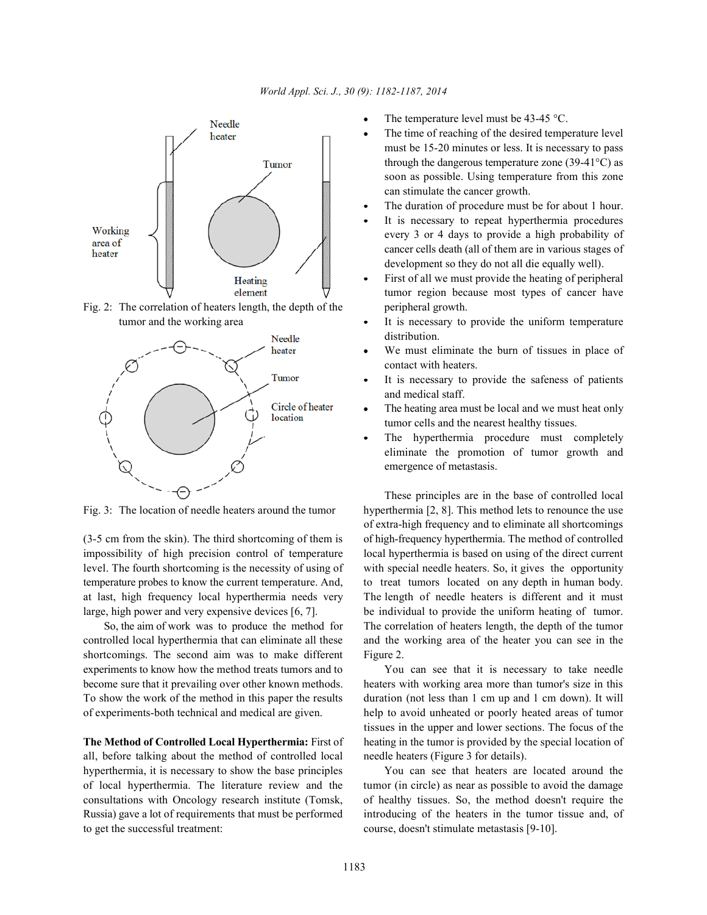Fig. 2: The correlation of heaters length, the depth of the tumor and the working area

Fig. 3: The location of needle heaters around the tumor

(3-5 cm from the skin). The third shortcoming of them is impossibility of high precision control of temperature level. The fourth shortcoming is the necessity of using of temperature probes to know the current temperature. And, at last, high frequency local hyperthermia needs very large, high power and very expensive devices [6, 7].

So, the aim of work was to produce the method for controlled local hyperthermia that can eliminate all these shortcomings. The second aim was to make different experiments to know how the method treats tumors and to become sure that it prevailing over other known methods. To show the work of the method in this paper the results of experiments-both technical and medical are given.

**The Method of Controlled Local Hyperthermia:** First of all, before talking about the method of controlled local hyperthermia, it is necessary to show the base principles of local hyperthermia. The literature review and the consultations with Oncology research institute (Tomsk, Russia) gave a lot of requirements that must be performed to get the successful treatment:

- The temperature level must be 43-45 °C.
- The time of reaching of the desired temperature level must be 15-20 minutes or less. It is necessary to pass through the dangerous temperature zone (39-41°C) as soon as possible. Using temperature from this zone can stimulate the cancer growth.
- The duration of procedure must be for about 1 hour.
- It is necessary to repeat hyperthermia procedures every 3 or 4 days to provide a high probability of cancer cells death (all of them are in various stages of development so they do not all die equally well).
- First of all we must provide the heating of peripheral tumor region because most types of cancer have peripheral growth.
- It is necessary to provide the uniform temperature distribution.
- We must eliminate the burn of tissues in place of contact with heaters.
- It is necessary to provide the safeness of patients and medical staff.
- The heating area must be local and we must heat only tumor cells and the nearest healthy tissues.
- The hyperthermia procedure must completely eliminate the promotion of tumor growth and emergence of metastasis.

These principles are in the base of controlled local hyperthermia [2, 8]. This method lets to renounce the use of extra-high frequency and to eliminate all shortcomings of high-frequency hyperthermia. The method of controlled local hyperthermia is based on using of the direct current with special needle heaters. So, it gives the opportunity to treat tumors located on any depth in human body. The length of needle heaters is different and it must be individual to provide the uniform heating of tumor. The correlation of heaters length, the depth of the tumor and the working area of the heater you can see in the Figure 2.

You can see that it is necessary to take needle heaters with working area more than tumor's size in this duration (not less than 1 cm up and 1 cm down). It will help to avoid unheated or poorly heated areas of tumor tissues in the upper and lower sections. The focus of the heating in the tumor is provided by the special location of needle heaters (Figure 3 for details).

You can see that heaters are located around the tumor (in circle) as near as possible to avoid the damage of healthy tissues. So, the method doesn't require the introducing of the heaters in the tumor tissue and, of course, doesn't stimulate metastasis [9-10].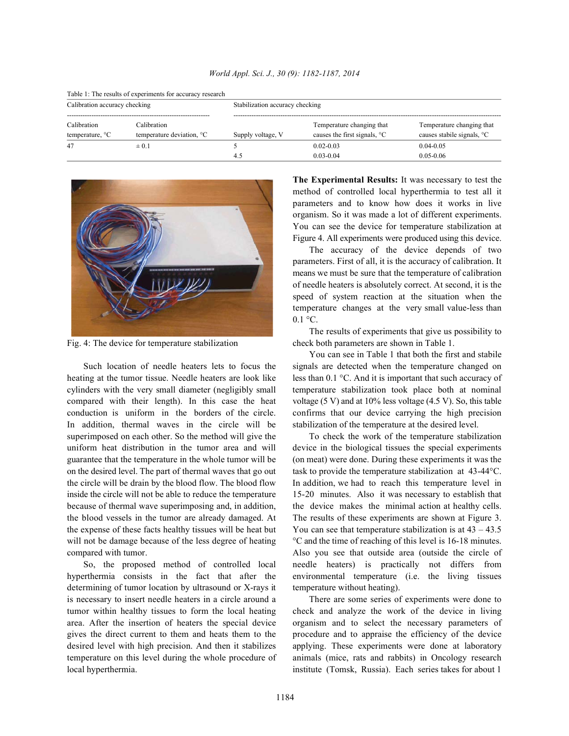Table 1: The results of experiments for accuracy research

| Calibration accuracy checking | | Stabilization accuracy checking | | |
|---|---|---|---|---|
| Calibration temperature, °C | Calibration temperature deviation, °C | Supply voltage, V | Temperature changing that causes the first signals, °C | Temperature changing that causes stabile signals, °C |
| 47 | ± 0.1 | 5 | 0.02-0.03 | 0.04-0.05 |
| | | 4.5 | 0.03-0.04 | 0.05-0.06 |

Fig. 4: The device for temperature stabilization

Such location of needle heaters lets to focus the heating at the tumor tissue. Needle heaters are look like cylinders with the very small diameter (negligibly small compared with their length). In this case the heat conduction is uniform in the borders of the circle. In addition, thermal waves in the circle will be superimposed on each other. So the method will give the uniform heat distribution in the tumor area and will guarantee that the temperature in the whole tumor will be on the desired level. The part of thermal waves that go out the circle will be drain by the blood flow. The blood flow inside the circle will not be able to reduce the temperature because of thermal wave superimposing and, in addition, the blood vessels in the tumor are already damaged. At the expense of these facts healthy tissues will be heat but will not be damage because of the less degree of heating compared with tumor.

So, the proposed method of controlled local hyperthermia consists in the fact that after the determining of tumor location by ultrasound or X-rays it is necessary to insert needle heaters in a circle around a tumor within healthy tissues to form the local heating area. After the insertion of heaters the special device gives the direct current to them and heats them to the desired level with high precision. And then it stabilizes temperature on this level during the whole procedure of local hyperthermia.

**The Experimental Results:** It was necessary to test the method of controlled local hyperthermia to test all it parameters and to know how does it works in live organism. So it was made a lot of different experiments. You can see the device for temperature stabilization at Figure 4. All experiments were produced using this device.

The accuracy of the device depends of two parameters. First of all, it is the accuracy of calibration. It means we must be sure that the temperature of calibration of needle heaters is absolutely correct. At second, it is the speed of system reaction at the situation when the temperature changes at the very small value-less than 0.1 °C.

The results of experiments that give us possibility to check both parameters are shown in Table 1.

You can see in Table 1 that both the first and stabile signals are detected when the temperature changed on less than 0.1 °C. And it is important that such accuracy of temperature stabilization took place both at nominal voltage (5 V) and at 10% less voltage (4.5 V). So, this table confirms that our device carrying the high precision stabilization of the temperature at the desired level.

To check the work of the temperature stabilization device in the biological tissues the special experiments (on meat) were done. During these experiments it was the task to provide the temperature stabilization at 43-44°C. In addition, we had to reach this temperature level in 15-20 minutes. Also it was necessary to establish that the device makes the minimal action at healthy cells. The results of these experiments are shown at Figure 3. You can see that temperature stabilization is at 43 – 43.5 °C and the time of reaching of this level is 16-18 minutes. Also you see that outside area (outside the circle of needle heaters) is practically not differs from environmental temperature (i.e. the living tissues temperature without heating).

There are some series of experiments were done to check and analyze the work of the device in living organism and to select the necessary parameters of procedure and to appraise the efficiency of the device applying. These experiments were done at laboratory animals (mice, rats and rabbits) in Oncology research institute (Tomsk, Russia). Each series takes for about 1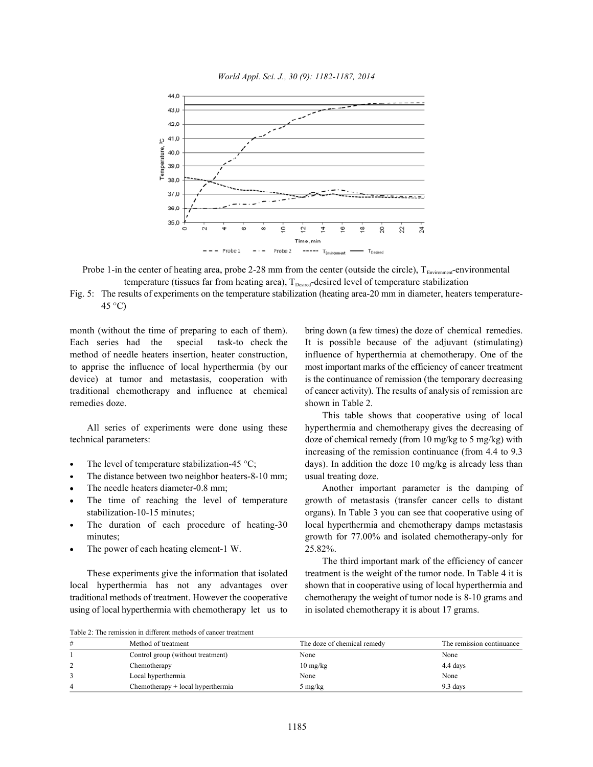Probe 1-in the center of heating area, probe 2-28 mm from the center (outside the circle), $T_{Environment}$-environmental temperature (tissues far from heating area), $T_{Desired}$-desired level of temperature stabilization

Fig. 5: The results of experiments on the temperature stabilization (heating area-20 mm in diameter, heaters temperature-45 °C)

month (without the time of preparing to each of them). Each series had the special task-to check the method of needle heaters insertion, heater construction, to apprise the influence of local hyperthermia (by our device) at tumor and metastasis, cooperation with traditional chemotherapy and influence at chemical remedies doze.

All series of experiments were done using these technical parameters:

- The level of temperature stabilization-45 °C;
- The distance between two neighbor heaters-8-10 mm;
- The needle heaters diameter-0.8 mm;
- The time of reaching the level of temperature stabilization-10-15 minutes;
- The duration of each procedure of heating-30 minutes;
- The power of each heating element-1 W.

These experiments give the information that isolated local hyperthermia has not any advantages over traditional methods of treatment. However the cooperative using of local hyperthermia with chemotherapy let us to bring down (a few times) the doze of chemical remedies. It is possible because of the adjuvant (stimulating) influence of hyperthermia at chemotherapy. One of the most important marks of the efficiency of cancer treatment is the continuance of remission (the temporary decreasing of cancer activity). The results of analysis of remission are shown in Table 2.

This table shows that cooperative using of local hyperthermia and chemotherapy gives the decreasing of doze of chemical remedy (from 10 mg/kg to 5 mg/kg) with increasing of the remission continuance (from 4.4 to 9.3 days). In addition the doze 10 mg/kg is already less than usual treating doze.

Another important parameter is the damping of growth of metastasis (transfer cancer cells to distant organs). In Table 3 you can see that cooperative using of local hyperthermia and chemotherapy damps metastasis growth for 77.00% and isolated chemotherapy-only for 25.82%.

The third important mark of the efficiency of cancer treatment is the weight of the tumor node. In Table 4 it is shown that in cooperative using of local hyperthermia and chemotherapy the weight of tumor node is 8-10 grams and in isolated chemotherapy it is about 17 grams.

Table 2: The remission in different methods of cancer treatment

| # | Method of treatment | The doze of chemical remedy | The remission continuance |
|---|---|---|---|
| 1 | Control group (without treatment) | None | None |
| 2 | Chemotherapy | 10 mg/kg | 4.4 days |
| 3 | Local hyperthermia | None | None |
| 4 | Chemotherapy + local hyperthermia | 5 mg/kg | 9.3 days |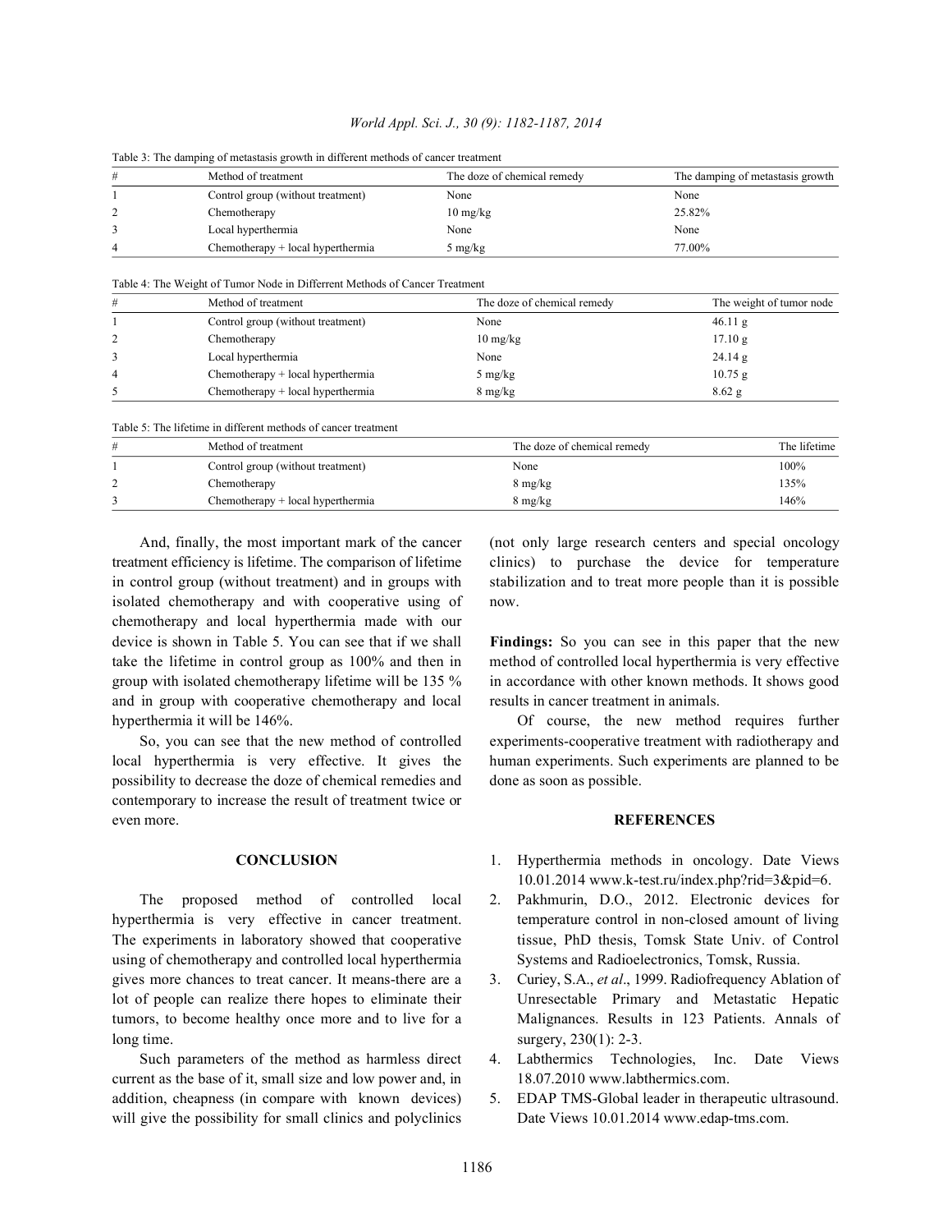Table 3: The damping of metastasis growth in different methods of cancer treatment

| # | Method of treatment | The doze of chemical remedy | The damping of metastasis growth |
|---|---|---|---|
| 1 | Control group (without treatment) | None | None |
| 2 | Chemotherapy | 10 mg/kg | 25.82% |
| 3 | Local hyperthermia | None | None |
| 4 | Chemotherapy + local hyperthermia | 5 mg/kg | 77.00% |

Table 4: The Weight of Tumor Node in Different Methods of Cancer Treatment

| # | Method of treatment | The doze of chemical remedy | The weight of tumor node |
|---|---|---|---|
| 1 | Control group (without treatment) | None | 46.11 g |
| 2 | Chemotherapy | 10 mg/kg | 17.10 g |
| 3 | Local hyperthermia | None | 24.14 g |
| 4 | Chemotherapy + local hyperthermia | 5 mg/kg | 10.75 g |
| 5 | Chemotherapy + local hyperthermia | 8 mg/kg | 8.62 g |

Table 5: The lifetime in different methods of cancer treatment

| # | Method of treatment | The doze of chemical remedy | The lifetime |
|---|---|---|---|
| 1 | Control group (without treatment) | None | 100% |
| 2 | Chemotherapy | 8 mg/kg | 135% |
| 3 | Chemotherapy + local hyperthermia | 8 mg/kg | 146% |

And, finally, the most important mark of the cancer treatment efficiency is lifetime. The comparison of lifetime in control group (without treatment) and in groups with isolated chemotherapy and with cooperative using of chemotherapy and local hyperthermia made with our device is shown in Table 5. You can see that if we shall take the lifetime in control group as 100% and then in group with isolated chemotherapy lifetime will be 135 % and in group with cooperative chemotherapy and local hyperthermia it will be 146%.

So, you can see that the new method of controlled local hyperthermia is very effective. It gives the possibility to decrease the doze of chemical remedies and contemporary to increase the result of treatment twice or even more.

## CONCLUSION

The proposed method of controlled local hyperthermia is very effective in cancer treatment. The experiments in laboratory showed that cooperative using of chemotherapy and controlled local hyperthermia gives more chances to treat cancer. It means-there are a lot of people can realize there hopes to eliminate their tumors, to become healthy once more and to live for a long time.

Such parameters of the method as harmless direct current as the base of it, small size and low power and, in addition, cheapness (in compare with known devices) will give the possibility for small clinics and polyclinics (not only large research centers and special oncology clinics) to purchase the device for temperature stabilization and to treat more people than it is possible now.

**Findings:** So you can see in this paper that the new method of controlled local hyperthermia is very effective in accordance with other known methods. It shows good results in cancer treatment in animals.

Of course, the new method requires further experiments-cooperative treatment with radiotherapy and human experiments. Such experiments are planned to be done as soon as possible.

## REFERENCES

1. Hyperthermia methods in oncology. Date Views 10.01.2014 www.k-test.ru/index.php?rid=3&pid=6.
2. Pakhmurin, D.O., 2012. Electronic devices for temperature control in non-closed amount of living tissue, PhD thesis, Tomsk State Univ. of Control Systems and Radioelectronics, Tomsk, Russia.
3. Curiey, S.A., *et al*., 1999. Radiofrequency Ablation of Unresectable Primary and Metastatic Hepatic Malignances. Results in 123 Patients. Annals of surgery, 230(1): 2-3.
4. Labthermics Technologies, Inc. Date Views 18.07.2010 www.labthermics.com.
5. EDAP TMS-Global leader in therapeutic ultrasound. Date Views 10.01.2014 www.edap-tms.com.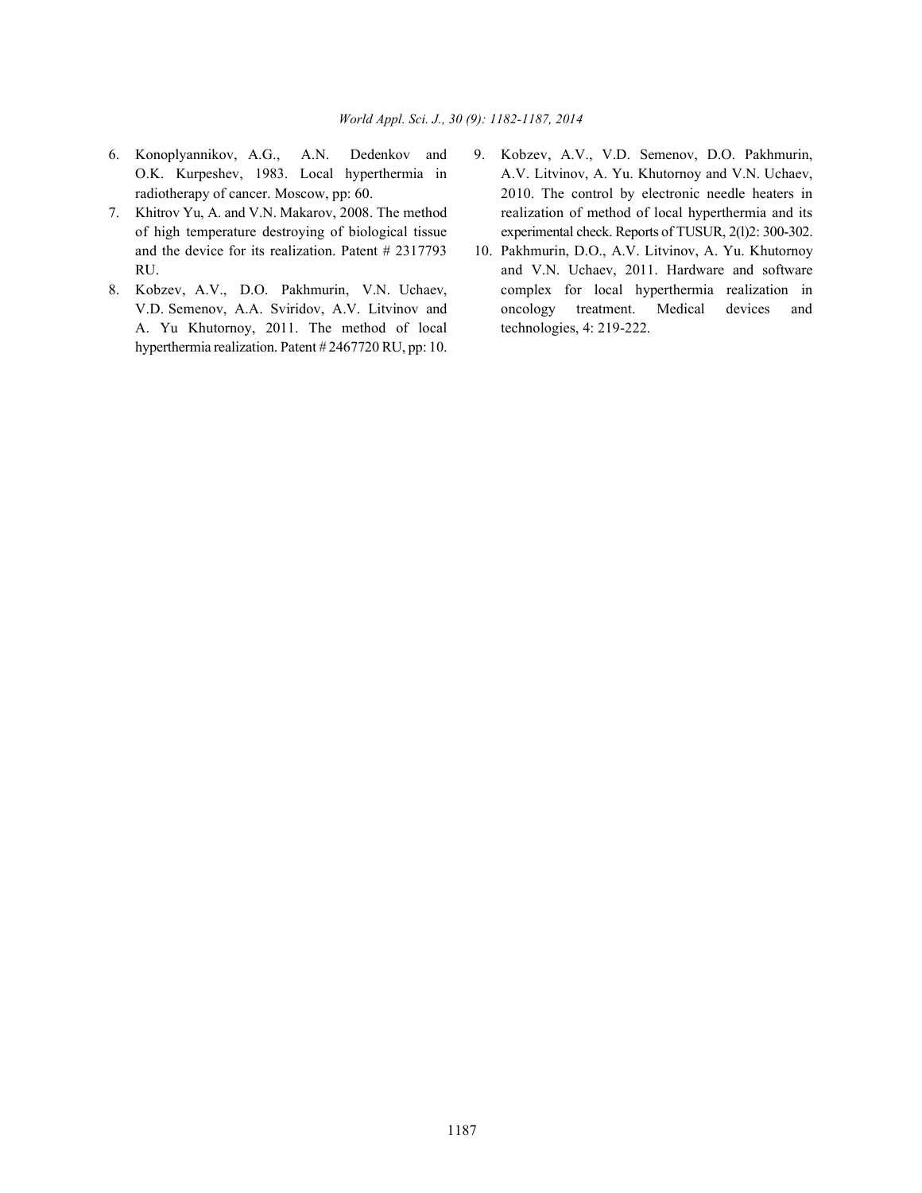6. Konoplyannikov, A.G., A.N. Dedenkov and O.K. Kurpeshev, 1983. Local hyperthermia in radiotherapy of cancer. Moscow, pp: 60.
7. Khitrov Yu, A. and V.N. Makarov, 2008. The method of high temperature destroying of biological tissue and the device for its realization. Patent # 2317793 RU.
8. Kobzev, A.V., D.O. Pakhmurin, V.N. Uchaev, V.D. Semenov, A.A. Sviridov, A.V. Litvinov and A. Yu Khutornoy, 2011. The method of local hyperthermia realization. Patent # 2467720 RU, pp: 10.
9. Kobzev, A.V., V.D. Semenov, D.O. Pakhmurin, A.V. Litvinov, A. Yu. Khutornoy and V.N. Uchaev, 2010. The control by electronic needle heaters in realization of method of local hyperthermia and its experimental check. Reports of TUSUR, 2(l)2: 300-302.
10. Pakhmurin, D.O., A.V. Litvinov, A. Yu. Khutornoy and V.N. Uchaev, 2011. Hardware and software complex for local hyperthermia realization in oncology treatment. Medical devices and technologies, 4: 219-222.